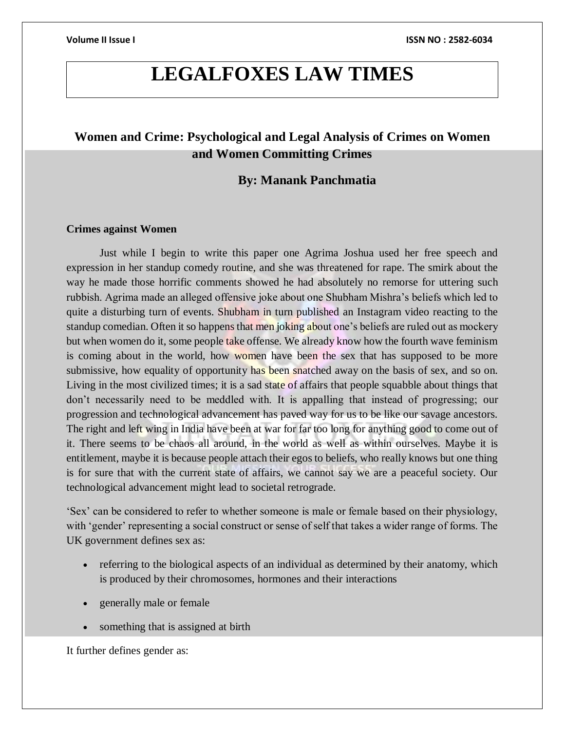# LEGALFOXES LAW TIMES

## Women and Crime: Psychological and Legal Analysis of Crimes on Women and Women Committing Crimes

**By: Manank Panchmatia**

### Crimes against Women

Just while I begin to write this paper one Agrima Joshua used her free speech and expression in her standup comedy routine, and she was threatened for rape. The smirk about the way he made those horrific comments showed he had absolutely no remorse for uttering such rubbish. Agrima made an alleged offensive joke about one Shubham Mishra's beliefs which led to quite a disturbing turn of events. Shubham in turn published an Instagram video reacting to the standup comedian. Often it so happens that men joking about one's beliefs are ruled out as mockery but when women do it, some people take offense. We already know how the fourth wave feminism is coming about in the world, how women have been the sex that has supposed to be more submissive, how equality of opportunity has been snatched away on the basis of sex, and so on. Living in the most civilized times; it is a sad state of affairs that people squabble about things that don't necessarily need to be meddled with. It is appalling that instead of progressing; our progression and technological advancement has paved way for us to be like our savage ancestors. The right and left wing in India have been at war for far too long for anything good to come out of it. There seems to be chaos all around, in the world as well as within ourselves. Maybe it is entitlement, maybe it is because people attach their egos to beliefs, who really knows but one thing is for sure that with the current state of affairs, we cannot say we are a peaceful society. Our technological advancement might lead to societal retrograde.

'Sex' can be considered to refer to whether someone is male or female based on their physiology, with 'gender' representing a social construct or sense of self that takes a wider range of forms. The UK government defines sex as:

- referring to the biological aspects of an individual as determined by their anatomy, which is produced by their chromosomes, hormones and their interactions
- generally male or female
- something that is assigned at birth

It further defines gender as: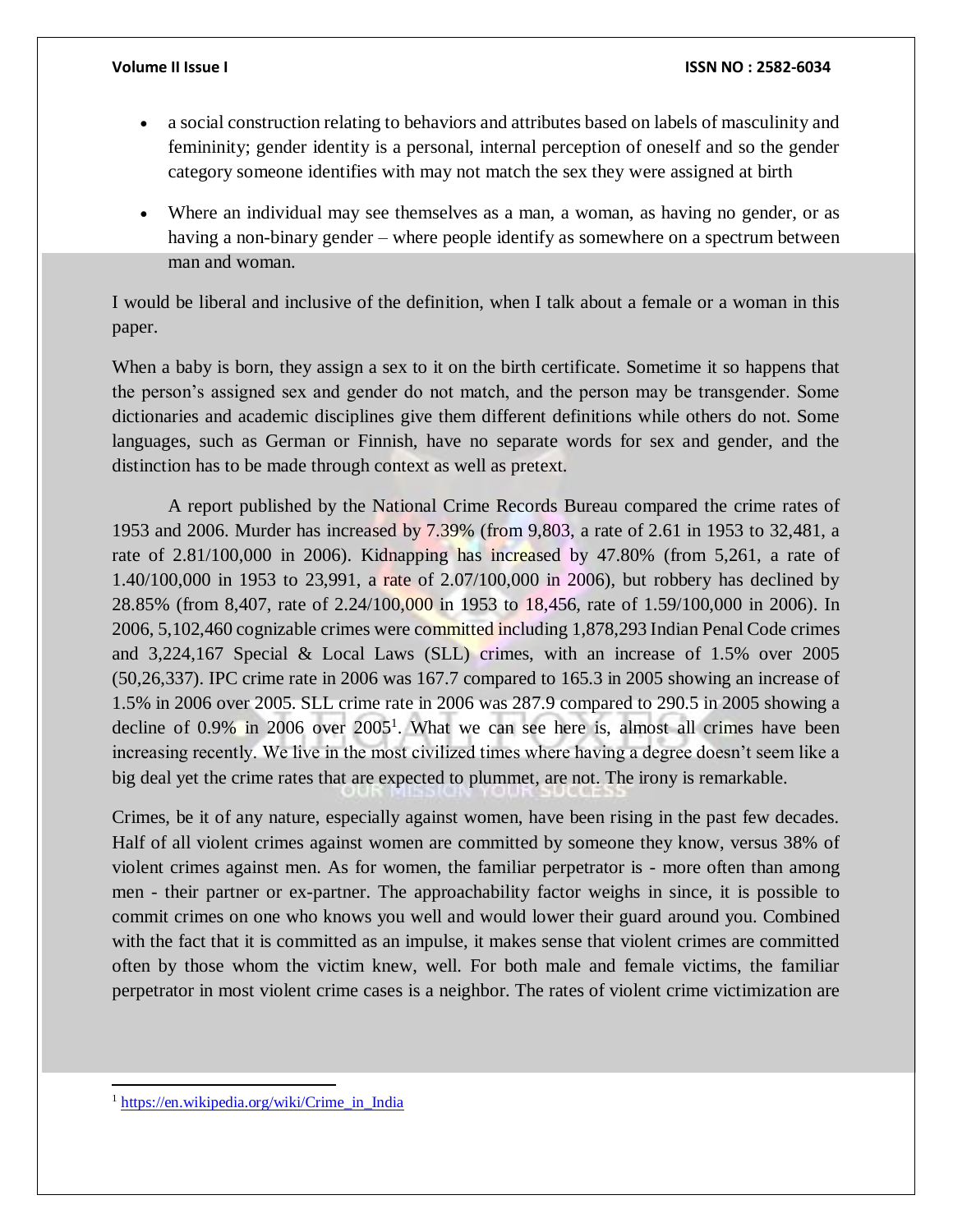- a social construction relating to behaviors and attributes based on labels of masculinity and femininity; gender identity is a personal, internal perception of oneself and so the gender category someone identifies with may not match the sex they were assigned at birth
- Where an individual may see themselves as a man, a woman, as having no gender, or as having a non-binary gender – where people identify as somewhere on a spectrum between man and woman.

I would be liberal and inclusive of the definition, when I talk about a female or a woman in this paper.

When a baby is born, they assign a sex to it on the birth certificate. Sometime it so happens that the person's assigned sex and gender do not match, and the person may be transgender. Some dictionaries and academic disciplines give them different definitions while others do not. Some languages, such as German or Finnish, have no separate words for sex and gender, and the distinction has to be made through context as well as pretext.

A report published by the National Crime Records Bureau compared the crime rates of 1953 and 2006. Murder has increased by 7.39% (from 9,803, a rate of 2.61 in 1953 to 32,481, a rate of 2.81/100,000 in 2006). Kidnapping has increased by 47.80% (from 5,261, a rate of 1.40/100,000 in 1953 to 23,991, a rate of 2.07/100,000 in 2006), but robbery has declined by 28.85% (from 8,407, rate of 2.24/100,000 in 1953 to 18,456, rate of 1.59/100,000 in 2006). In 2006, 5,102,460 cognizable crimes were committed including 1,878,293 Indian Penal Code crimes and 3,224,167 Special & Local Laws (SLL) crimes, with an increase of 1.5% over 2005 (50,26,337). IPC crime rate in 2006 was 167.7 compared to 165.3 in 2005 showing an increase of 1.5% in 2006 over 2005. SLL crime rate in 2006 was 287.9 compared to 290.5 in 2005 showing a decline of 0.9% in 2006 over 2005[1]. What we can see here is, almost all crimes have been increasing recently. We live in the most civilized times where having a degree doesn't seem like a big deal yet the crime rates that are expected to plummet, are not. The irony is remarkable.

Crimes, be it of any nature, especially against women, have been rising in the past few decades. Half of all violent crimes against women are committed by someone they know, versus 38% of violent crimes against men. As for women, the familiar perpetrator is - more often than among men - their partner or ex-partner. The approachability factor weighs in since, it is possible to commit crimes on one who knows you well and would lower their guard around you. Combined with the fact that it is committed as an impulse, it makes sense that violent crimes are committed often by those whom the victim knew, well. For both male and female victims, the familiar perpetrator in most violent crime cases is a neighbor. The rates of violent crime victimization are

[1] https://en.wikipedia.org/wiki/Crime_in_India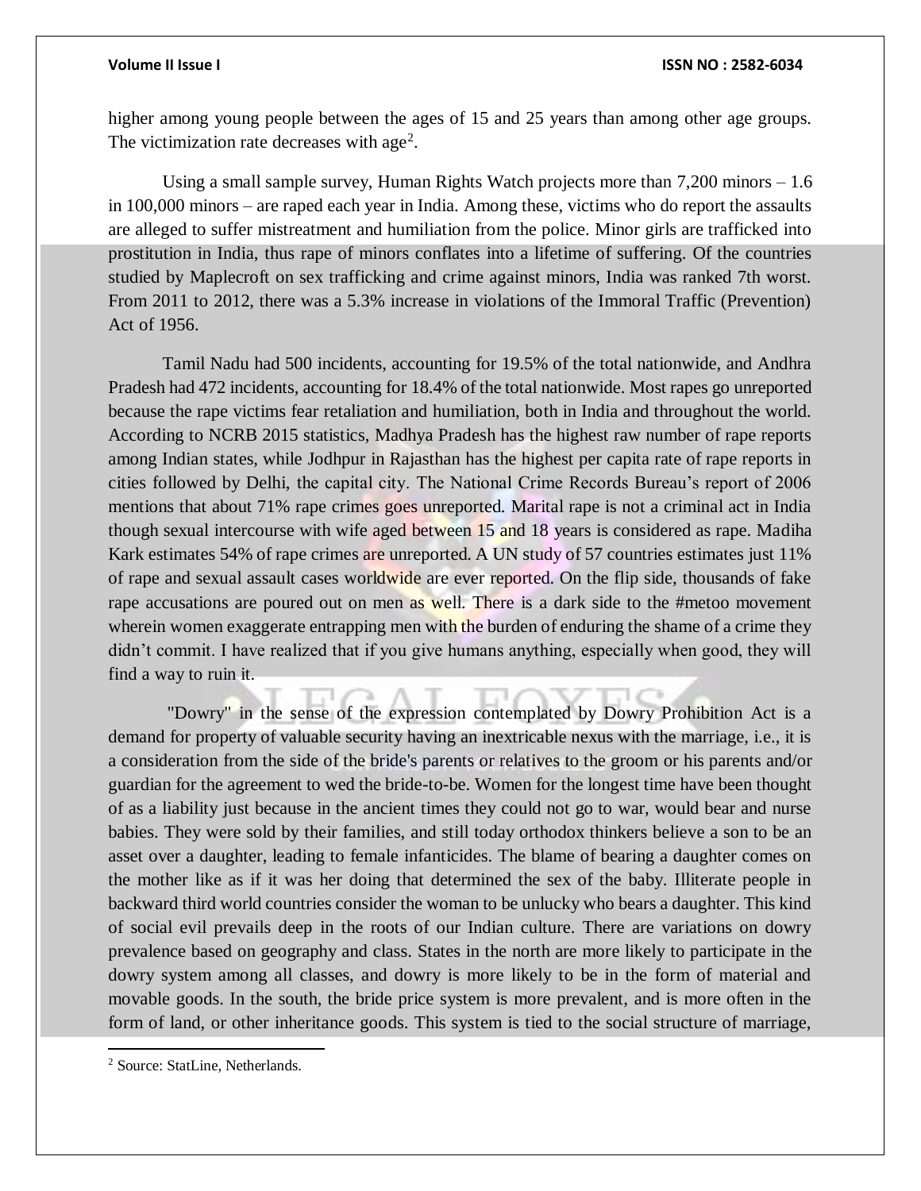higher among young people between the ages of 15 and 25 years than among other age groups. The victimization rate decreases with age[2].

Using a small sample survey, Human Rights Watch projects more than 7,200 minors – 1.6 in 100,000 minors – are raped each year in India. Among these, victims who do report the assaults are alleged to suffer mistreatment and humiliation from the police. Minor girls are trafficked into prostitution in India, thus rape of minors conflates into a lifetime of suffering. Of the countries studied by Maplecroft on sex trafficking and crime against minors, India was ranked 7th worst. From 2011 to 2012, there was a 5.3% increase in violations of the Immoral Traffic (Prevention) Act of 1956.

Tamil Nadu had 500 incidents, accounting for 19.5% of the total nationwide, and Andhra Pradesh had 472 incidents, accounting for 18.4% of the total nationwide. Most rapes go unreported because the rape victims fear retaliation and humiliation, both in India and throughout the world. According to NCRB 2015 statistics, Madhya Pradesh has the highest raw number of rape reports among Indian states, while Jodhpur in Rajasthan has the highest per capita rate of rape reports in cities followed by Delhi, the capital city. The National Crime Records Bureau's report of 2006 mentions that about 71% rape crimes goes unreported. Marital rape is not a criminal act in India though sexual intercourse with wife aged between 15 and 18 years is considered as rape. Madiha Kark estimates 54% of rape crimes are unreported. A UN study of 57 countries estimates just 11% of rape and sexual assault cases worldwide are ever reported. On the flip side, thousands of fake rape accusations are poured out on men as well. There is a dark side to the #metoo movement wherein women exaggerate entrapping men with the burden of enduring the shame of a crime they didn't commit. I have realized that if you give humans anything, especially when good, they will find a way to ruin it.

"Dowry" in the sense of the expression contemplated by Dowry Prohibition Act is a demand for property of valuable security having an inextricable nexus with the marriage, i.e., it is a consideration from the side of the bride's parents or relatives to the groom or his parents and/or guardian for the agreement to wed the bride-to-be. Women for the longest time have been thought of as a liability just because in the ancient times they could not go to war, would bear and nurse babies. They were sold by their families, and still today orthodox thinkers believe a son to be an asset over a daughter, leading to female infanticides. The blame of bearing a daughter comes on the mother like as if it was her doing that determined the sex of the baby. Illiterate people in backward third world countries consider the woman to be unlucky who bears a daughter. This kind of social evil prevails deep in the roots of our Indian culture. There are variations on dowry prevalence based on geography and class. States in the north are more likely to participate in the dowry system among all classes, and dowry is more likely to be in the form of material and movable goods. In the south, the bride price system is more prevalent, and is more often in the form of land, or other inheritance goods. This system is tied to the social structure of marriage,

---

[2] Source: StatLine, Netherlands.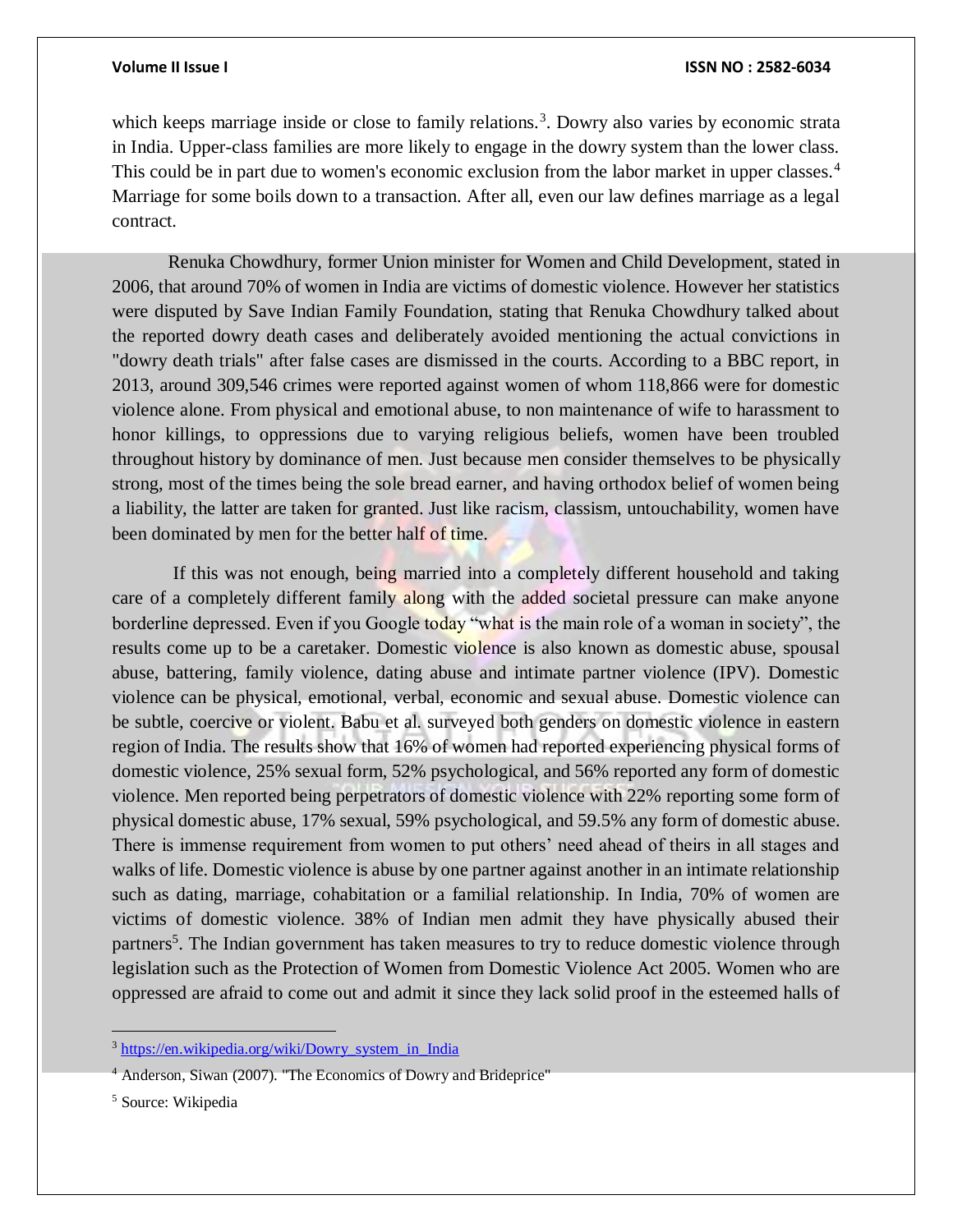which keeps marriage inside or close to family relations.[3]. Dowry also varies by economic strata in India. Upper-class families are more likely to engage in the dowry system than the lower class. This could be in part due to women's economic exclusion from the labor market in upper classes.[4] Marriage for some boils down to a transaction. After all, even our law defines marriage as a legal contract.

Renuka Chowdhury, former Union minister for Women and Child Development, stated in 2006, that around 70% of women in India are victims of domestic violence. However her statistics were disputed by Save Indian Family Foundation, stating that Renuka Chowdhury talked about the reported dowry death cases and deliberately avoided mentioning the actual convictions in "dowry death trials" after false cases are dismissed in the courts. According to a BBC report, in 2013, around 309,546 crimes were reported against women of whom 118,866 were for domestic violence alone. From physical and emotional abuse, to non maintenance of wife to harassment to honor killings, to oppressions due to varying religious beliefs, women have been troubled throughout history by dominance of men. Just because men consider themselves to be physically strong, most of the times being the sole bread earner, and having orthodox belief of women being a liability, the latter are taken for granted. Just like racism, classism, untouchability, women have been dominated by men for the better half of time.

If this was not enough, being married into a completely different household and taking care of a completely different family along with the added societal pressure can make anyone borderline depressed. Even if you Google today "what is the main role of a woman in society", the results come up to be a caretaker. Domestic violence is also known as domestic abuse, spousal abuse, battering, family violence, dating abuse and intimate partner violence (IPV). Domestic violence can be physical, emotional, verbal, economic and sexual abuse. Domestic violence can be subtle, coercive or violent. Babu et al. surveyed both genders on domestic violence in eastern region of India. The results show that 16% of women had reported experiencing physical forms of domestic violence, 25% sexual form, 52% psychological, and 56% reported any form of domestic violence. Men reported being perpetrators of domestic violence with 22% reporting some form of physical domestic abuse, 17% sexual, 59% psychological, and 59.5% any form of domestic abuse. There is immense requirement from women to put others' need ahead of theirs in all stages and walks of life. Domestic violence is abuse by one partner against another in an intimate relationship such as dating, marriage, cohabitation or a familial relationship. In India, 70% of women are victims of domestic violence. 38% of Indian men admit they have physically abused their partners[5]. The Indian government has taken measures to try to reduce domestic violence through legislation such as the Protection of Women from Domestic Violence Act 2005. Women who are oppressed are afraid to come out and admit it since they lack solid proof in the esteemed halls of

---

[3] https://en.wikipedia.org/wiki/Dowry_system_in_India

[4] Anderson, Siwan (2007). "The Economics of Dowry and Brideprice"

[5] Source: Wikipedia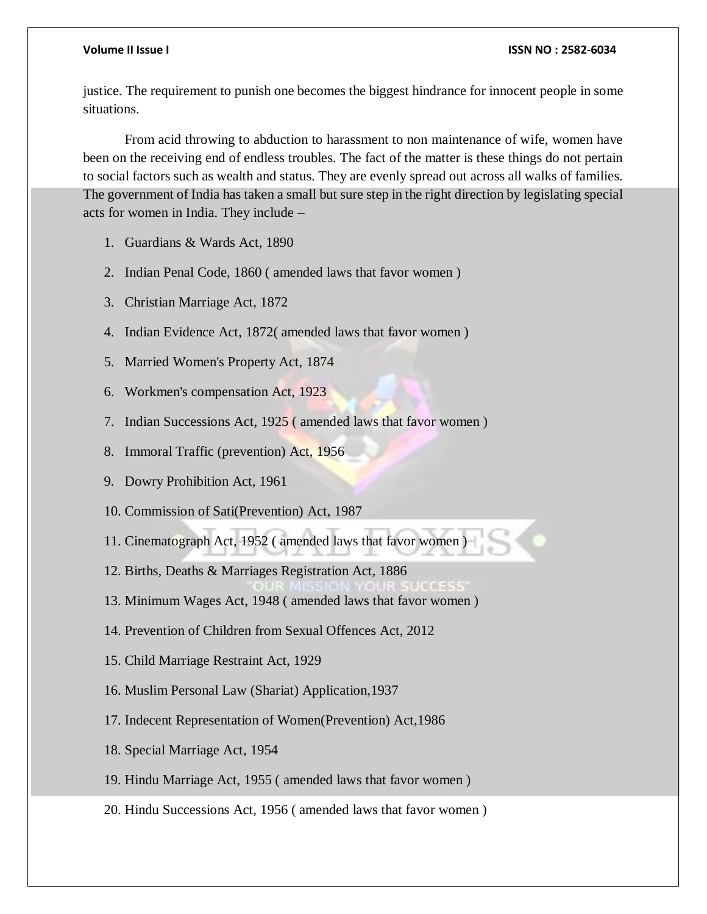justice. The requirement to punish one becomes the biggest hindrance for innocent people in some situations.

From acid throwing to abduction to harassment to non maintenance of wife, women have been on the receiving end of endless troubles. The fact of the matter is these things do not pertain to social factors such as wealth and status. They are evenly spread out across all walks of families. The government of India has taken a small but sure step in the right direction by legislating special acts for women in India. They include –

1. Guardians & Wards Act, 1890
2. Indian Penal Code, 1860 ( amended laws that favor women )
3. Christian Marriage Act, 1872
4. Indian Evidence Act, 1872( amended laws that favor women )
5. Married Women's Property Act, 1874
6. Workmen's compensation Act, 1923
7. Indian Successions Act, 1925 ( amended laws that favor women )
8. Immoral Traffic (prevention) Act, 1956
9. Dowry Prohibition Act, 1961
10. Commission of Sati(Prevention) Act, 1987
11. Cinematograph Act, 1952 ( amended laws that favor women )
12. Births, Deaths & Marriages Registration Act, 1886
13. Minimum Wages Act, 1948 ( amended laws that favor women )
14. Prevention of Children from Sexual Offences Act, 2012
15. Child Marriage Restraint Act, 1929
16. Muslim Personal Law (Shariat) Application,1937
17. Indecent Representation of Women(Prevention) Act,1986
18. Special Marriage Act, 1954
19. Hindu Marriage Act, 1955 ( amended laws that favor women )
20. Hindu Successions Act, 1956 ( amended laws that favor women )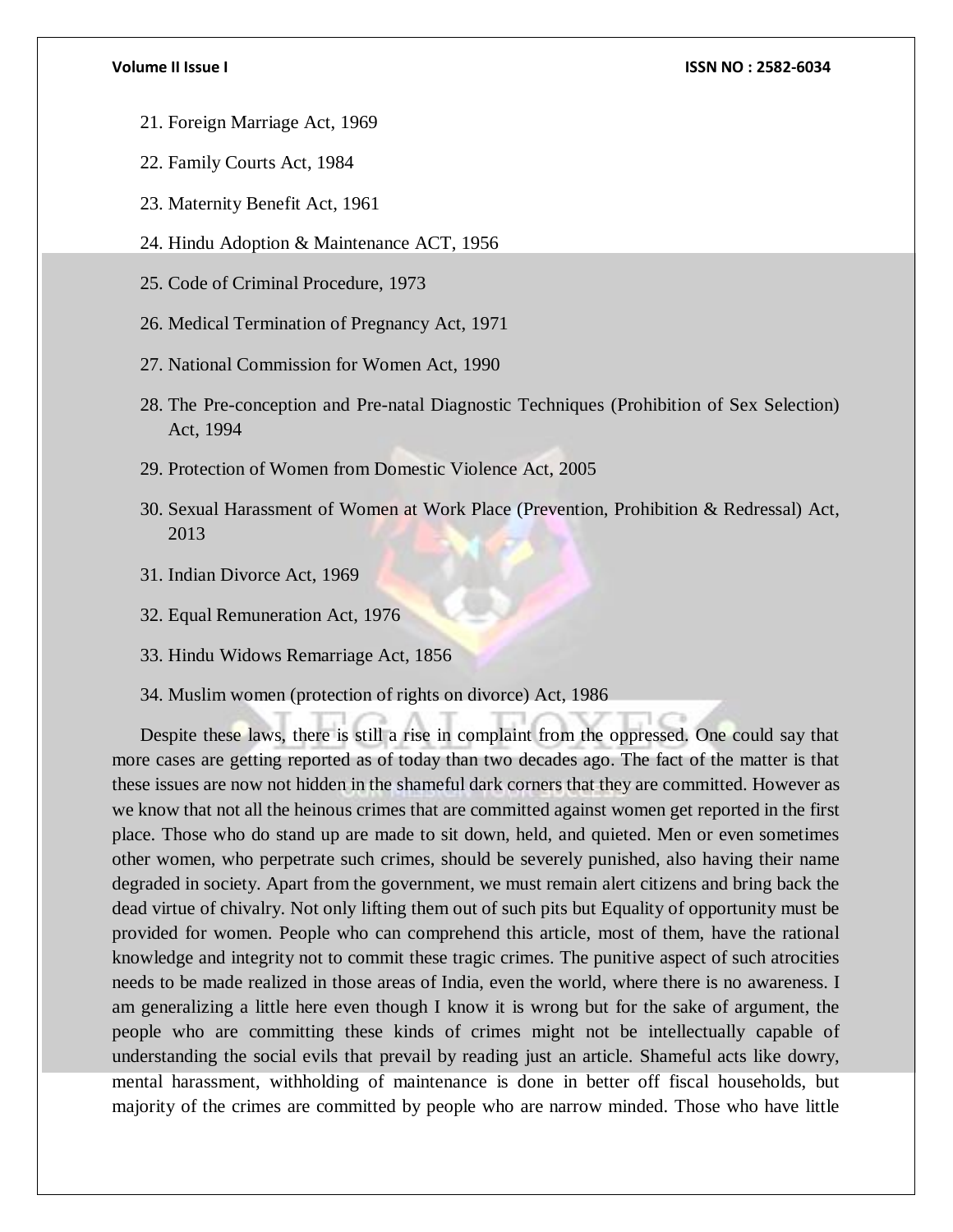21. Foreign Marriage Act, 1969
22. Family Courts Act, 1984
23. Maternity Benefit Act, 1961
24. Hindu Adoption & Maintenance ACT, 1956
25. Code of Criminal Procedure, 1973
26. Medical Termination of Pregnancy Act, 1971
27. National Commission for Women Act, 1990
28. The Pre-conception and Pre-natal Diagnostic Techniques (Prohibition of Sex Selection) Act, 1994
29. Protection of Women from Domestic Violence Act, 2005
30. Sexual Harassment of Women at Work Place (Prevention, Prohibition & Redressal) Act, 2013
31. Indian Divorce Act, 1969
32. Equal Remuneration Act, 1976
33. Hindu Widows Remarriage Act, 1856
34. Muslim women (protection of rights on divorce) Act, 1986

Despite these laws, there is still a rise in complaint from the oppressed. One could say that more cases are getting reported as of today than two decades ago. The fact of the matter is that these issues are now not hidden in the shameful dark corners that they are committed. However as we know that not all the heinous crimes that are committed against women get reported in the first place. Those who do stand up are made to sit down, held, and quieted. Men or even sometimes other women, who perpetrate such crimes, should be severely punished, also having their name degraded in society. Apart from the government, we must remain alert citizens and bring back the dead virtue of chivalry. Not only lifting them out of such pits but Equality of opportunity must be provided for women. People who can comprehend this article, most of them, have the rational knowledge and integrity not to commit these tragic crimes. The punitive aspect of such atrocities needs to be made realized in those areas of India, even the world, where there is no awareness. I am generalizing a little here even though I know it is wrong but for the sake of argument, the people who are committing these kinds of crimes might not be intellectually capable of understanding the social evils that prevail by reading just an article. Shameful acts like dowry, mental harassment, withholding of maintenance is done in better off fiscal households, but majority of the crimes are committed by people who are narrow minded. Those who have little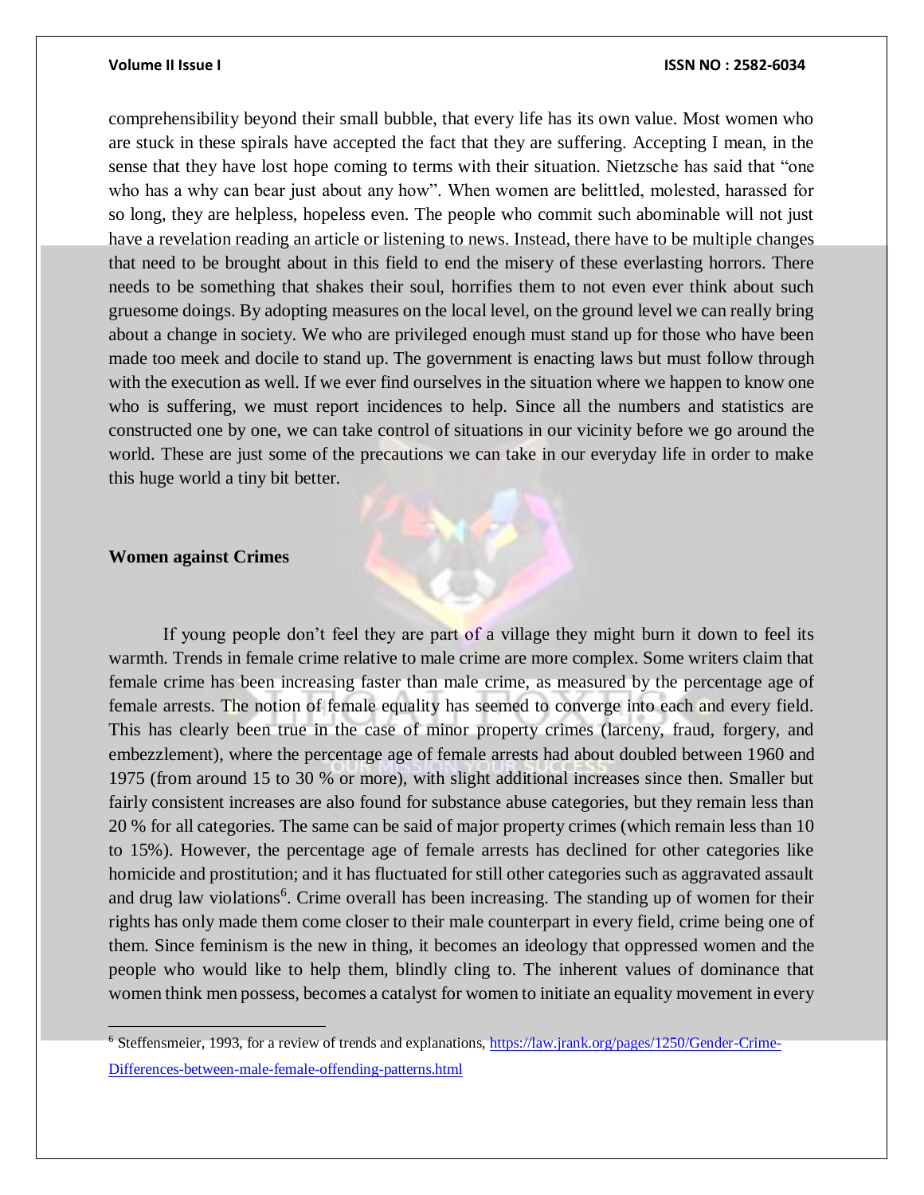comprehensibility beyond their small bubble, that every life has its own value. Most women who are stuck in these spirals have accepted the fact that they are suffering. Accepting I mean, in the sense that they have lost hope coming to terms with their situation. Nietzsche has said that "one who has a why can bear just about any how". When women are belittled, molested, harassed for so long, they are helpless, hopeless even. The people who commit such abominable will not just have a revelation reading an article or listening to news. Instead, there have to be multiple changes that need to be brought about in this field to end the misery of these everlasting horrors. There needs to be something that shakes their soul, horrifies them to not even ever think about such gruesome doings. By adopting measures on the local level, on the ground level we can really bring about a change in society. We who are privileged enough must stand up for those who have been made too meek and docile to stand up. The government is enacting laws but must follow through with the execution as well. If we ever find ourselves in the situation where we happen to know one who is suffering, we must report incidences to help. Since all the numbers and statistics are constructed one by one, we can take control of situations in our vicinity before we go around the world. These are just some of the precautions we can take in our everyday life in order to make this huge world a tiny bit better.

**Women against Crimes**

If young people don't feel they are part of a village they might burn it down to feel its warmth. Trends in female crime relative to male crime are more complex. Some writers claim that female crime has been increasing faster than male crime, as measured by the percentage age of female arrests. The notion of female equality has seemed to converge into each and every field. This has clearly been true in the case of minor property crimes (larceny, fraud, forgery, and embezzlement), where the percentage age of female arrests had about doubled between 1960 and 1975 (from around 15 to 30 % or more), with slight additional increases since then. Smaller but fairly consistent increases are also found for substance abuse categories, but they remain less than 20 % for all categories. The same can be said of major property crimes (which remain less than 10 to 15%). However, the percentage age of female arrests has declined for other categories like homicide and prostitution; and it has fluctuated for still other categories such as aggravated assault and drug law violations[6]. Crime overall has been increasing. The standing up of women for their rights has only made them come closer to their male counterpart in every field, crime being one of them. Since feminism is the new in thing, it becomes an ideology that oppressed women and the people who would like to help them, blindly cling to. The inherent values of dominance that women think men possess, becomes a catalyst for women to initiate an equality movement in every

[6] Steffensmeier, 1993, for a review of trends and explanations, https://law.jrank.org/pages/1250/Gender-Crime-Differences-between-male-female-offending-patterns.html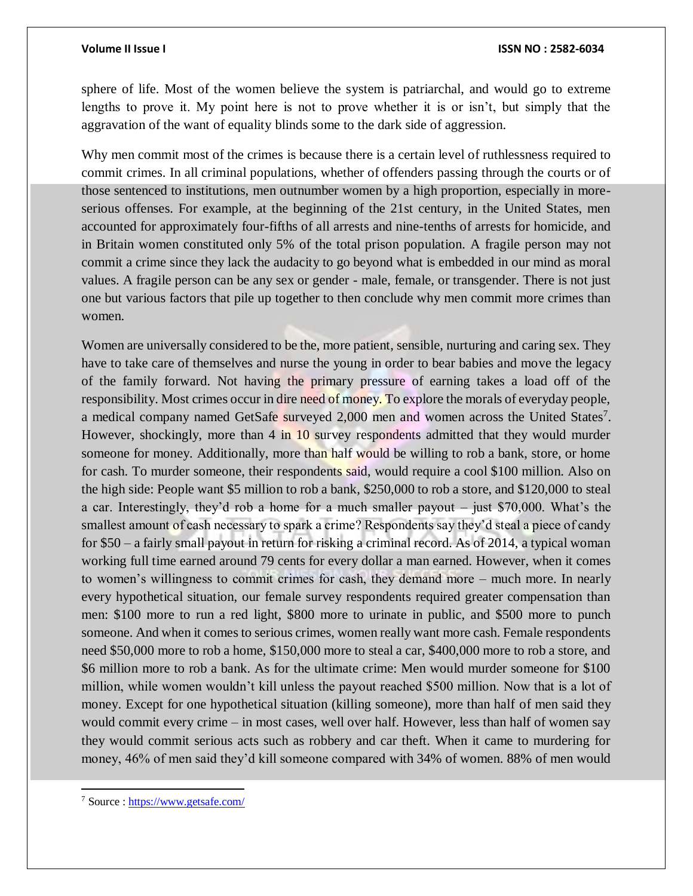sphere of life. Most of the women believe the system is patriarchal, and would go to extreme lengths to prove it. My point here is not to prove whether it is or isn't, but simply that the aggravation of the want of equality blinds some to the dark side of aggression.

Why men commit most of the crimes is because there is a certain level of ruthlessness required to commit crimes. In all criminal populations, whether of offenders passing through the courts or of those sentenced to institutions, men outnumber women by a high proportion, especially in more-serious offenses. For example, at the beginning of the 21st century, in the United States, men accounted for approximately four-fifths of all arrests and nine-tenths of arrests for homicide, and in Britain women constituted only 5% of the total prison population. A fragile person may not commit a crime since they lack the audacity to go beyond what is embedded in our mind as moral values. A fragile person can be any sex or gender - male, female, or transgender. There is not just one but various factors that pile up together to then conclude why men commit more crimes than women.

Women are universally considered to be the, more patient, sensible, nurturing and caring sex. They have to take care of themselves and nurse the young in order to bear babies and move the legacy of the family forward. Not having the primary pressure of earning takes a load off of the responsibility. Most crimes occur in dire need of money. To explore the morals of everyday people, a medical company named GetSafe surveyed 2,000 men and women across the United States[7]. However, shockingly, more than 4 in 10 survey respondents admitted that they would murder someone for money. Additionally, more than half would be willing to rob a bank, store, or home for cash. To murder someone, their respondents said, would require a cool $100 million. Also on the high side: People want $5 million to rob a bank, $250,000 to rob a store, and $120,000 to steal a car. Interestingly, they'd rob a home for a much smaller payout – just $70,000. What's the smallest amount of cash necessary to spark a crime? Respondents say they'd steal a piece of candy for $50 – a fairly small payout in return for risking a criminal record. As of 2014, a typical woman working full time earned around 79 cents for every dollar a man earned. However, when it comes to women's willingness to commit crimes for cash, they demand more – much more. In nearly every hypothetical situation, our female survey respondents required greater compensation than men: $100 more to run a red light, $800 more to urinate in public, and $500 more to punch someone. And when it comes to serious crimes, women really want more cash. Female respondents need $50,000 more to rob a home, $150,000 more to steal a car, $400,000 more to rob a store, and $6 million more to rob a bank. As for the ultimate crime: Men would murder someone for $100 million, while women wouldn't kill unless the payout reached $500 million. Now that is a lot of money. Except for one hypothetical situation (killing someone), more than half of men said they would commit every crime – in most cases, well over half. However, less than half of women say they would commit serious acts such as robbery and car theft. When it came to murdering for money, 46% of men said they'd kill someone compared with 34% of women. 88% of men would

---

[7] Source : https://www.getsafe.com/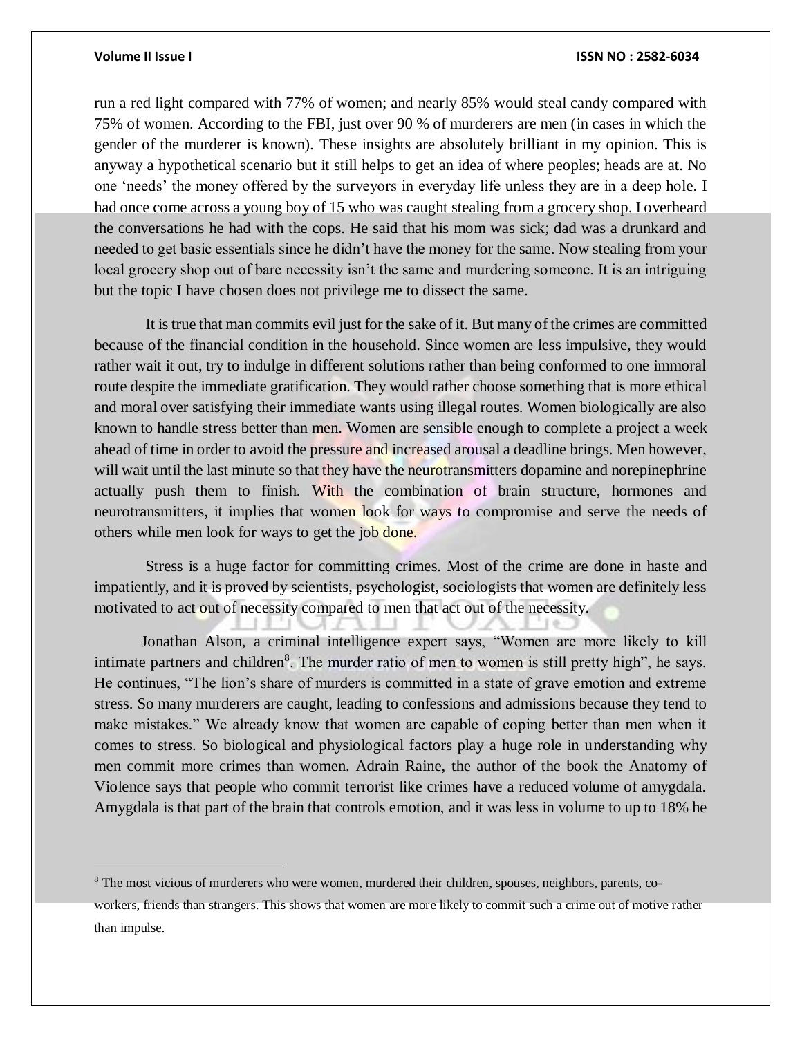run a red light compared with 77% of women; and nearly 85% would steal candy compared with 75% of women. According to the FBI, just over 90 % of murderers are men (in cases in which the gender of the murderer is known). These insights are absolutely brilliant in my opinion. This is anyway a hypothetical scenario but it still helps to get an idea of where peoples; heads are at. No one 'needs' the money offered by the surveyors in everyday life unless they are in a deep hole. I had once come across a young boy of 15 who was caught stealing from a grocery shop. I overheard the conversations he had with the cops. He said that his mom was sick; dad was a drunkard and needed to get basic essentials since he didn't have the money for the same. Now stealing from your local grocery shop out of bare necessity isn't the same and murdering someone. It is an intriguing but the topic I have chosen does not privilege me to dissect the same.

It is true that man commits evil just for the sake of it. But many of the crimes are committed because of the financial condition in the household. Since women are less impulsive, they would rather wait it out, try to indulge in different solutions rather than being conformed to one immoral route despite the immediate gratification. They would rather choose something that is more ethical and moral over satisfying their immediate wants using illegal routes. Women biologically are also known to handle stress better than men. Women are sensible enough to complete a project a week ahead of time in order to avoid the pressure and increased arousal a deadline brings. Men however, will wait until the last minute so that they have the neurotransmitters dopamine and norepinephrine actually push them to finish. With the combination of brain structure, hormones and neurotransmitters, it implies that women look for ways to compromise and serve the needs of others while men look for ways to get the job done.

Stress is a huge factor for committing crimes. Most of the crime are done in haste and impatiently, and it is proved by scientists, psychologist, sociologists that women are definitely less motivated to act out of necessity compared to men that act out of the necessity.

Jonathan Alson, a criminal intelligence expert says, "Women are more likely to kill intimate partners and children[8]. The murder ratio of men to women is still pretty high", he says. He continues, "The lion's share of murders is committed in a state of grave emotion and extreme stress. So many murderers are caught, leading to confessions and admissions because they tend to make mistakes." We already know that women are capable of coping better than men when it comes to stress. So biological and physiological factors play a huge role in understanding why men commit more crimes than women. Adrain Raine, the author of the book the Anatomy of Violence says that people who commit terrorist like crimes have a reduced volume of amygdala. Amygdala is that part of the brain that controls emotion, and it was less in volume to up to 18% he

---

[8] The most vicious of murderers who were women, murdered their children, spouses, neighbors, parents, co-workers, friends than strangers. This shows that women are more likely to commit such a crime out of motive rather than impulse.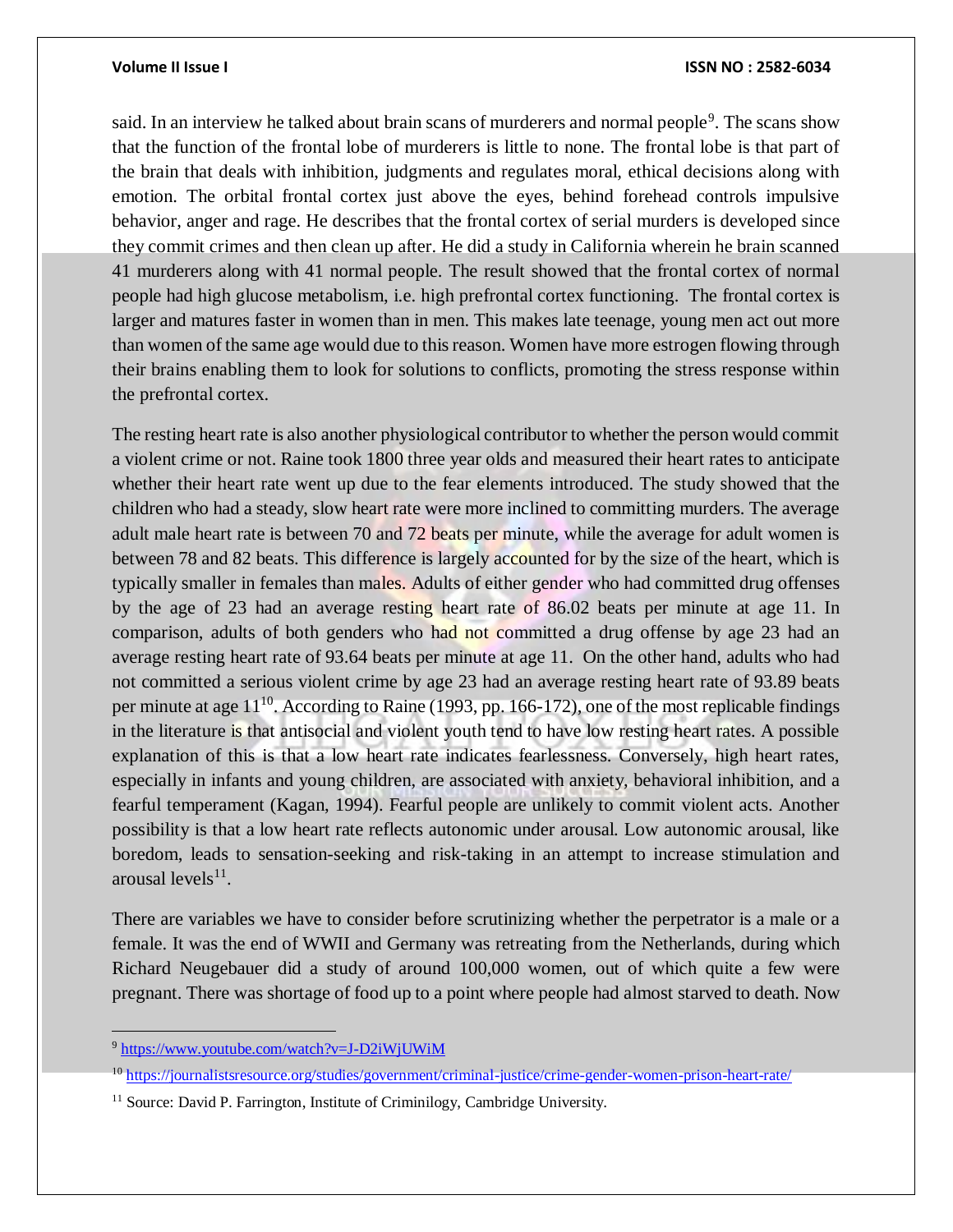said. In an interview he talked about brain scans of murderers and normal people[9]. The scans show that the function of the frontal lobe of murderers is little to none. The frontal lobe is that part of the brain that deals with inhibition, judgments and regulates moral, ethical decisions along with emotion. The orbital frontal cortex just above the eyes, behind forehead controls impulsive behavior, anger and rage. He describes that the frontal cortex of serial murders is developed since they commit crimes and then clean up after. He did a study in California wherein he brain scanned 41 murderers along with 41 normal people. The result showed that the frontal cortex of normal people had high glucose metabolism, i.e. high prefrontal cortex functioning. The frontal cortex is larger and matures faster in women than in men. This makes late teenage, young men act out more than women of the same age would due to this reason. Women have more estrogen flowing through their brains enabling them to look for solutions to conflicts, promoting the stress response within the prefrontal cortex.

The resting heart rate is also another physiological contributor to whether the person would commit a violent crime or not. Raine took 1800 three year olds and measured their heart rates to anticipate whether their heart rate went up due to the fear elements introduced. The study showed that the children who had a steady, slow heart rate were more inclined to committing murders. The average adult male heart rate is between 70 and 72 beats per minute, while the average for adult women is between 78 and 82 beats. This difference is largely accounted for by the size of the heart, which is typically smaller in females than males. Adults of either gender who had committed drug offenses by the age of 23 had an average resting heart rate of 86.02 beats per minute at age 11. In comparison, adults of both genders who had not committed a drug offense by age 23 had an average resting heart rate of 93.64 beats per minute at age 11. On the other hand, adults who had not committed a serious violent crime by age 23 had an average resting heart rate of 93.89 beats per minute at age 11[10]. According to Raine (1993, pp. 166-172), one of the most replicable findings in the literature is that antisocial and violent youth tend to have low resting heart rates. A possible explanation of this is that a low heart rate indicates fearlessness. Conversely, high heart rates, especially in infants and young children, are associated with anxiety, behavioral inhibition, and a fearful temperament (Kagan, 1994). Fearful people are unlikely to commit violent acts. Another possibility is that a low heart rate reflects autonomic under arousal. Low autonomic arousal, like boredom, leads to sensation-seeking and risk-taking in an attempt to increase stimulation and arousal levels[11].

There are variables we have to consider before scrutinizing whether the perpetrator is a male or a female. It was the end of WWII and Germany was retreating from the Netherlands, during which Richard Neugebauer did a study of around 100,000 women, out of which quite a few were pregnant. There was shortage of food up to a point where people had almost starved to death. Now

---

[9] https://www.youtube.com/watch?v=J-D2iWjUWiM

[10] https://journalistsresource.org/studies/government/criminal-justice/crime-gender-women-prison-heart-rate/

[11] Source: David P. Farrington, Institute of Criminilogy, Cambridge University.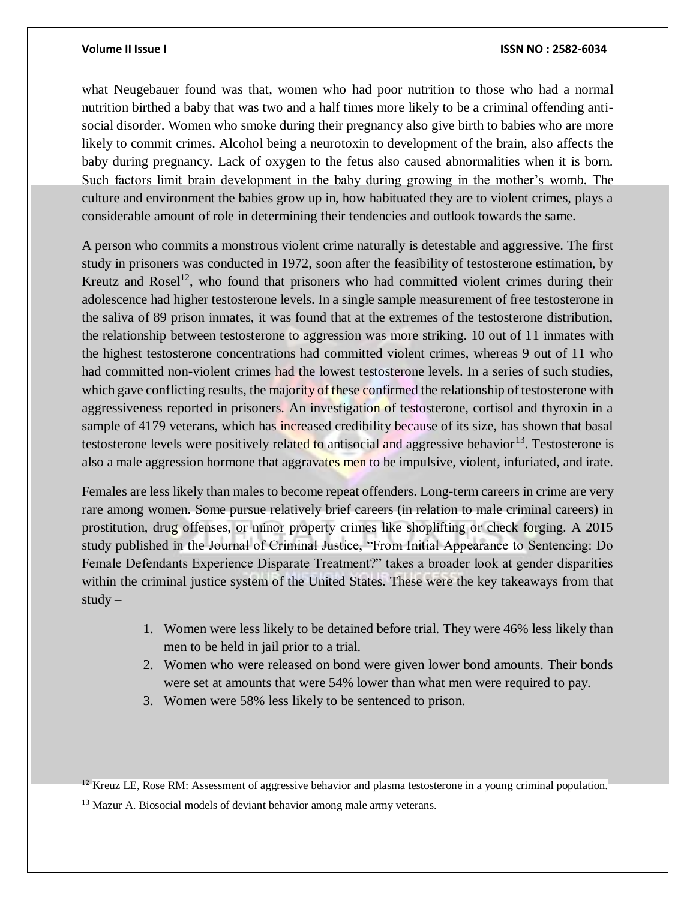what Neugebauer found was that, women who had poor nutrition to those who had a normal nutrition birthed a baby that was two and a half times more likely to be a criminal offending anti-social disorder. Women who smoke during their pregnancy also give birth to babies who are more likely to commit crimes. Alcohol being a neurotoxin to development of the brain, also affects the baby during pregnancy. Lack of oxygen to the fetus also caused abnormalities when it is born. Such factors limit brain development in the baby during growing in the mother's womb. The culture and environment the babies grow up in, how habituated they are to violent crimes, plays a considerable amount of role in determining their tendencies and outlook towards the same.

A person who commits a monstrous violent crime naturally is detestable and aggressive. The first study in prisoners was conducted in 1972, soon after the feasibility of testosterone estimation, by Kreutz and Rosel[12], who found that prisoners who had committed violent crimes during their adolescence had higher testosterone levels. In a single sample measurement of free testosterone in the saliva of 89 prison inmates, it was found that at the extremes of the testosterone distribution, the relationship between testosterone to aggression was more striking. 10 out of 11 inmates with the highest testosterone concentrations had committed violent crimes, whereas 9 out of 11 who had committed non-violent crimes had the lowest testosterone levels. In a series of such studies, which gave conflicting results, the majority of these confirmed the relationship of testosterone with aggressiveness reported in prisoners. An investigation of testosterone, cortisol and thyroxin in a sample of 4179 veterans, which has increased credibility because of its size, has shown that basal testosterone levels were positively related to antisocial and aggressive behavior[13]. Testosterone is also a male aggression hormone that aggravates men to be impulsive, violent, infuriated, and irate.

Females are less likely than males to become repeat offenders. Long-term careers in crime are very rare among women. Some pursue relatively brief careers (in relation to male criminal careers) in prostitution, drug offenses, or minor property crimes like shoplifting or check forging. A 2015 study published in the Journal of Criminal Justice, "From Initial Appearance to Sentencing: Do Female Defendants Experience Disparate Treatment?" takes a broader look at gender disparities within the criminal justice system of the United States. These were the key takeaways from that study –

1. Women were less likely to be detained before trial. They were 46% less likely than men to be held in jail prior to a trial.
2. Women who were released on bond were given lower bond amounts. Their bonds were set at amounts that were 54% lower than what men were required to pay.
3. Women were 58% less likely to be sentenced to prison.

---

[12] Kreuz LE, Rose RM: Assessment of aggressive behavior and plasma testosterone in a young criminal population.

[13] Mazur A. Biosocial models of deviant behavior among male army veterans.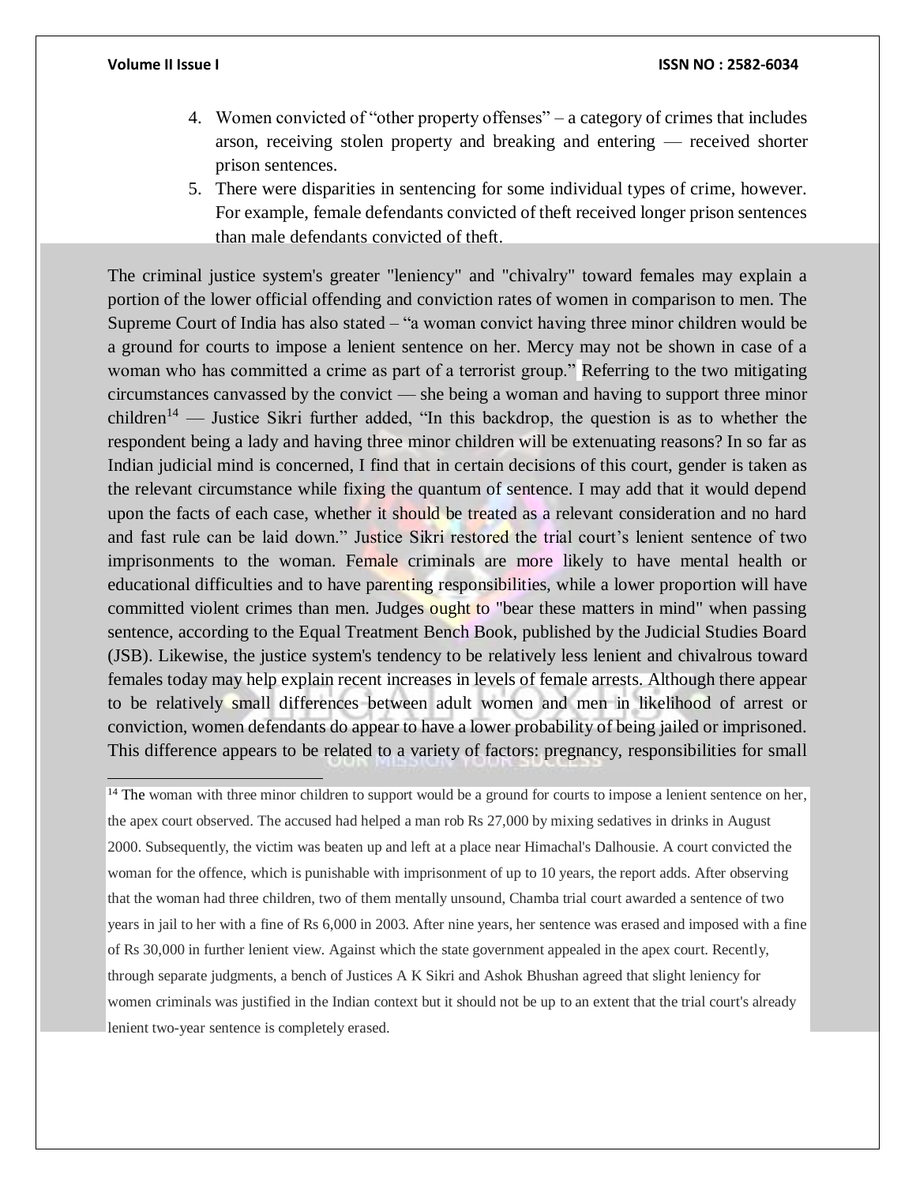4. Women convicted of "other property offenses" – a category of crimes that includes arson, receiving stolen property and breaking and entering — received shorter prison sentences.
5. There were disparities in sentencing for some individual types of crime, however. For example, female defendants convicted of theft received longer prison sentences than male defendants convicted of theft.

The criminal justice system's greater "leniency" and "chivalry" toward females may explain a portion of the lower official offending and conviction rates of women in comparison to men. The Supreme Court of India has also stated – "a woman convict having three minor children would be a ground for courts to impose a lenient sentence on her. Mercy may not be shown in case of a woman who has committed a crime as part of a terrorist group." Referring to the two mitigating circumstances canvassed by the convict — she being a woman and having to support three minor children[14] — Justice Sikri further added, "In this backdrop, the question is as to whether the respondent being a lady and having three minor children will be extenuating reasons? In so far as Indian judicial mind is concerned, I find that in certain decisions of this court, gender is taken as the relevant circumstance while fixing the quantum of sentence. I may add that it would depend upon the facts of each case, whether it should be treated as a relevant consideration and no hard and fast rule can be laid down." Justice Sikri restored the trial court's lenient sentence of two imprisonments to the woman. Female criminals are more likely to have mental health or educational difficulties and to have parenting responsibilities, while a lower proportion will have committed violent crimes than men. Judges ought to "bear these matters in mind" when passing sentence, according to the Equal Treatment Bench Book, published by the Judicial Studies Board (JSB). Likewise, the justice system's tendency to be relatively less lenient and chivalrous toward females today may help explain recent increases in levels of female arrests. Although there appear to be relatively small differences between adult women and men in likelihood of arrest or conviction, women defendants do appear to have a lower probability of being jailed or imprisoned. This difference appears to be related to a variety of factors: pregnancy, responsibilities for small

[14] The woman with three minor children to support would be a ground for courts to impose a lenient sentence on her, the apex court observed. The accused had helped a man rob Rs 27,000 by mixing sedatives in drinks in August 2000. Subsequently, the victim was beaten up and left at a place near Himachal's Dalhousie. A court convicted the woman for the offence, which is punishable with imprisonment of up to 10 years, the report adds. After observing that the woman had three children, two of them mentally unsound, Chamba trial court awarded a sentence of two years in jail to her with a fine of Rs 6,000 in 2003. After nine years, her sentence was erased and imposed with a fine of Rs 30,000 in further lenient view. Against which the state government appealed in the apex court. Recently, through separate judgments, a bench of Justices A K Sikri and Ashok Bhushan agreed that slight leniency for women criminals was justified in the Indian context but it should not be up to an extent that the trial court's already lenient two-year sentence is completely erased.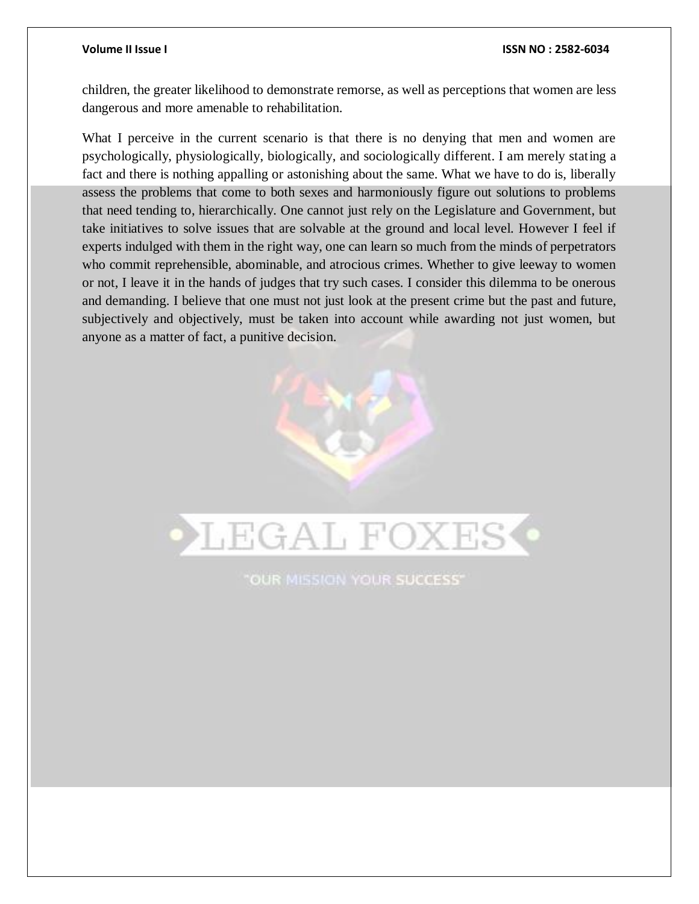children, the greater likelihood to demonstrate remorse, as well as perceptions that women are less dangerous and more amenable to rehabilitation.

What I perceive in the current scenario is that there is no denying that men and women are psychologically, physiologically, biologically, and sociologically different. I am merely stating a fact and there is nothing appalling or astonishing about the same. What we have to do is, liberally assess the problems that come to both sexes and harmoniously figure out solutions to problems that need tending to, hierarchically. One cannot just rely on the Legislature and Government, but take initiatives to solve issues that are solvable at the ground and local level. However I feel if experts indulged with them in the right way, one can learn so much from the minds of perpetrators who commit reprehensible, abominable, and atrocious crimes. Whether to give leeway to women or not, I leave it in the hands of judges that try such cases. I consider this dilemma to be onerous and demanding. I believe that one must not just look at the present crime but the past and future, subjectively and objectively, must be taken into account while awarding not just women, but anyone as a matter of fact, a punitive decision.